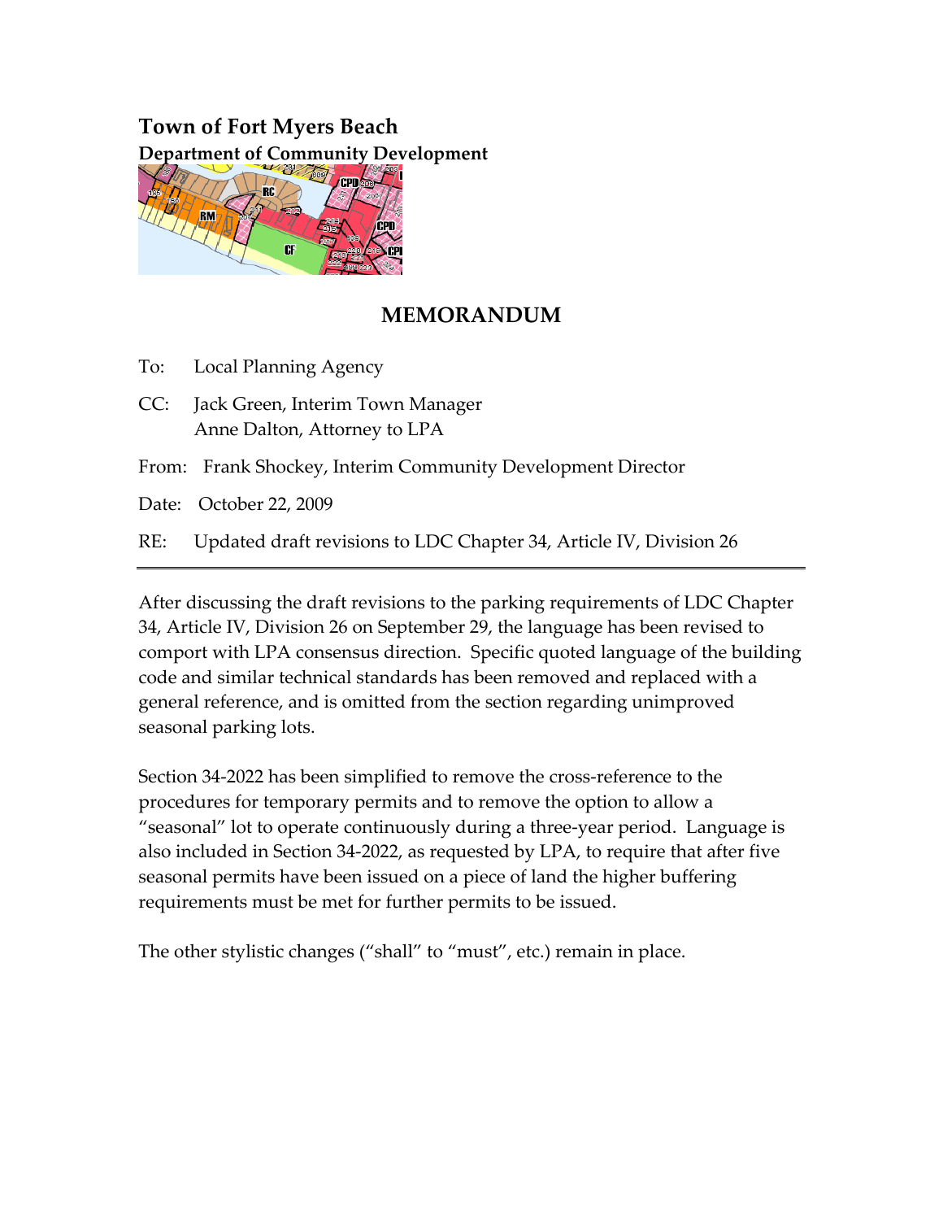**Town of Fort Myers Beach**
**Department of Community Development**

## MEMORANDUM

To: Local Planning Agency

CC: Jack Green, Interim Town Manager
Anne Dalton, Attorney to LPA

From: Frank Shockey, Interim Community Development Director

Date: October 22, 2009

RE: Updated draft revisions to LDC Chapter 34, Article IV, Division 26

---

After discussing the draft revisions to the parking requirements of LDC Chapter 34, Article IV, Division 26 on September 29, the language has been revised to comport with LPA consensus direction. Specific quoted language of the building code and similar technical standards has been removed and replaced with a general reference, and is omitted from the section regarding unimproved seasonal parking lots.

Section 34-2022 has been simplified to remove the cross-reference to the procedures for temporary permits and to remove the option to allow a "seasonal" lot to operate continuously during a three-year period. Language is also included in Section 34-2022, as requested by LPA, to require that after five seasonal permits have been issued on a piece of land the higher buffering requirements must be met for further permits to be issued.

The other stylistic changes ("shall" to "must", etc.) remain in place.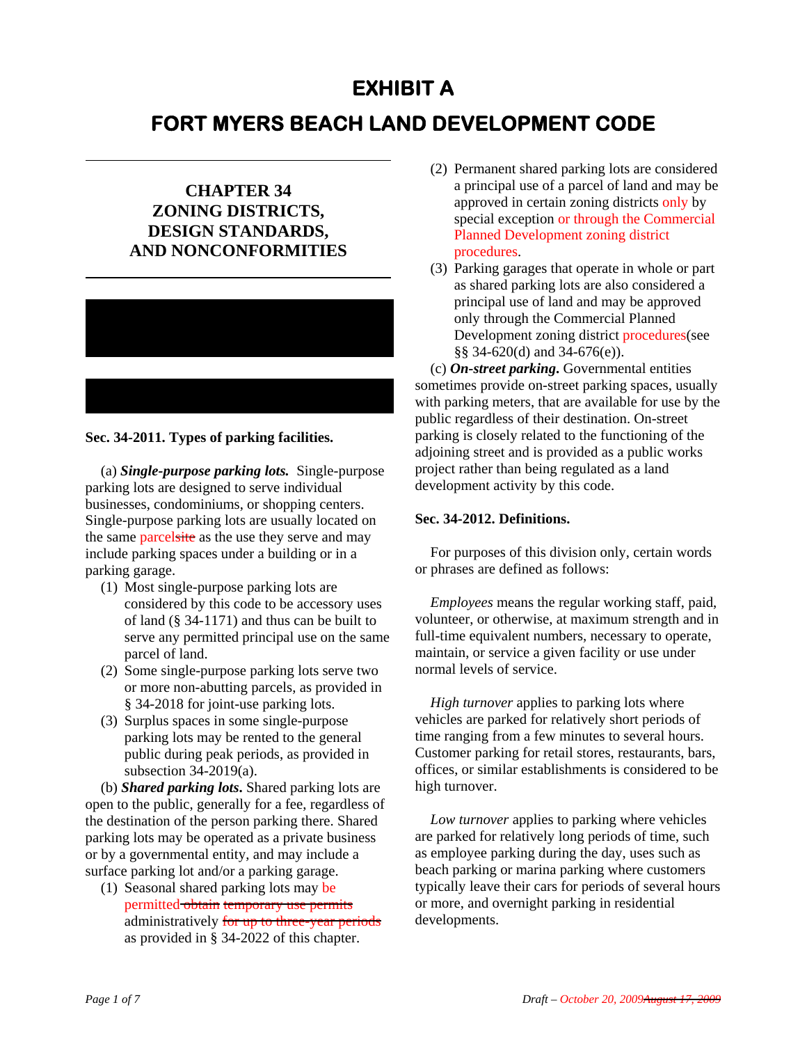# EXHIBIT A

# FORT MYERS BEACH LAND DEVELOPMENT CODE

## CHAPTER 34
## ZONING DISTRICTS, DESIGN STANDARDS, AND NONCONFORMITIES

### Sec. 34-2011. Types of parking facilities.

(a) ***Single-purpose parking lots.*** Single-purpose parking lots are designed to serve individual businesses, condominiums, or shopping centers. Single-purpose parking lots are usually located on the same parcel~~site~~ as the use they serve and may include parking spaces under a building or in a parking garage.

1. Most single-purpose parking lots are considered by this code to be accessory uses of land (§ 34-1171) and thus can be built to serve any permitted principal use on the same parcel of land.
2. Some single-purpose parking lots serve two or more non-abutting parcels, as provided in § 34-2018 for joint-use parking lots.
3. Surplus spaces in some single-purpose parking lots may be rented to the general public during peak periods, as provided in subsection 34-2019(a).

(b) ***Shared parking lots.*** Shared parking lots are open to the public, generally for a fee, regardless of the destination of the person parking there. Shared parking lots may be operated as a private business or by a governmental entity, and may include a surface parking lot and/or a parking garage.

1. Seasonal shared parking lots may be permitted ~~obtain temporary use permits~~ administratively ~~for up to three-year periods~~ as provided in § 34-2022 of this chapter.
2. Permanent shared parking lots are considered a principal use of a parcel of land and may be approved in certain zoning districts only by special exception or through the Commercial Planned Development zoning district procedures.
3. Parking garages that operate in whole or part as shared parking lots are also considered a principal use of land and may be approved only through the Commercial Planned Development zoning district procedures(see §§ 34-620(d) and 34-676(e)).

(c) ***On-street parking.*** Governmental entities sometimes provide on-street parking spaces, usually with parking meters, that are available for use by the public regardless of their destination. On-street parking is closely related to the functioning of the adjoining street and is provided as a public works project rather than being regulated as a land development activity by this code.

### Sec. 34-2012. Definitions.

For purposes of this division only, certain words or phrases are defined as follows:

*Employees* means the regular working staff, paid, volunteer, or otherwise, at maximum strength and in full-time equivalent numbers, necessary to operate, maintain, or service a given facility or use under normal levels of service.

*High turnover* applies to parking lots where vehicles are parked for relatively short periods of time ranging from a few minutes to several hours. Customer parking for retail stores, restaurants, bars, offices, or similar establishments is considered to be high turnover.

*Low turnover* applies to parking where vehicles are parked for relatively long periods of time, such as employee parking during the day, uses such as beach parking or marina parking where customers typically leave their cars for periods of several hours or more, and overnight parking in residential developments.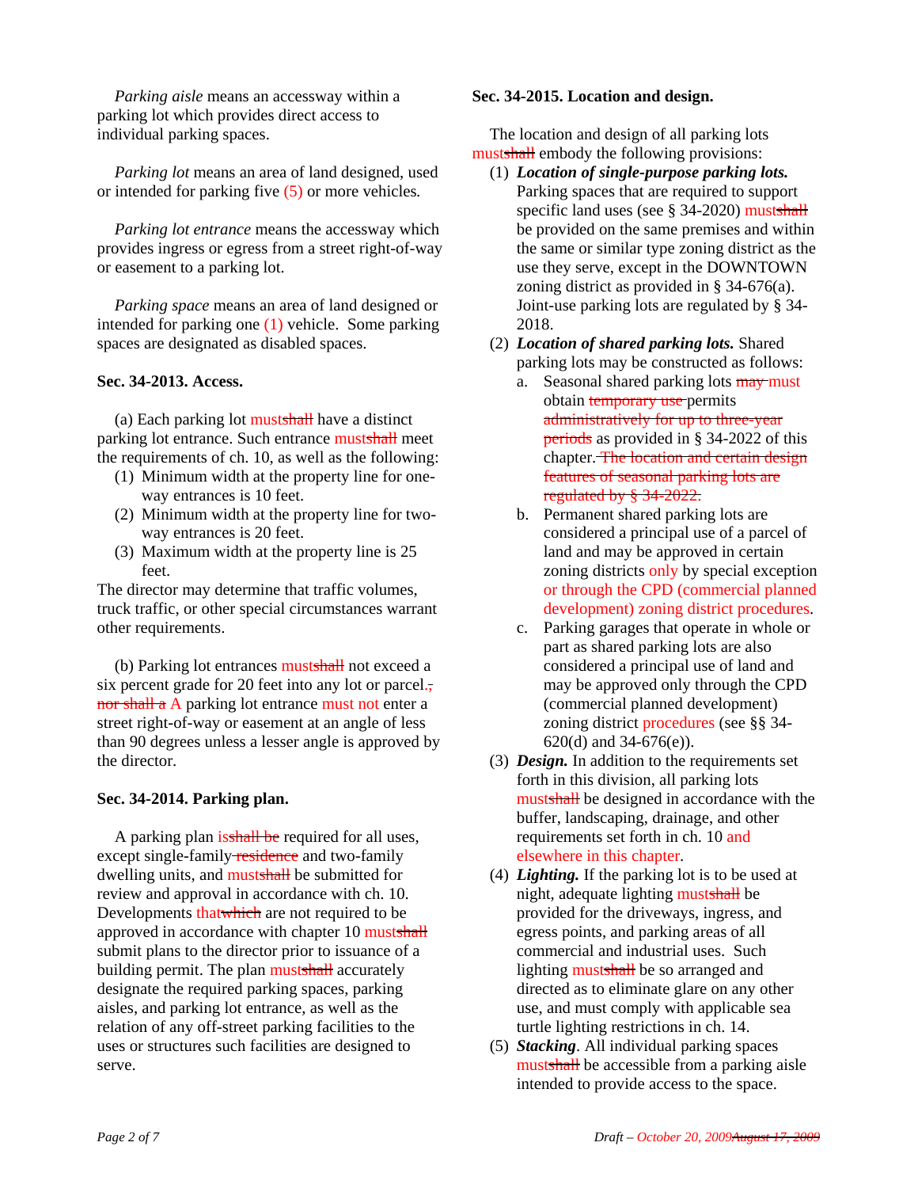*Parking aisle* means an accessway within a parking lot which provides direct access to individual parking spaces.

*Parking lot* means an area of land designed, used or intended for parking five (5) or more vehicles.

*Parking lot entrance* means the accessway which provides ingress or egress from a street right-of-way or easement to a parking lot.

*Parking space* means an area of land designed or intended for parking one (1) vehicle. Some parking spaces are designated as disabled spaces.

**Sec. 34-2013. Access.**

(a) Each parking lot must~~shall~~ have a distinct parking lot entrance. Such entrance must~~shall~~ meet the requirements of ch. 10, as well as the following:

1. Minimum width at the property line for one-way entrances is 10 feet.
2. Minimum width at the property line for two-way entrances is 20 feet.
3. Maximum width at the property line is 25 feet.

The director may determine that traffic volumes, truck traffic, or other special circumstances warrant other requirements.

(b) Parking lot entrances must~~shall~~ not exceed a six percent grade for 20 feet into any lot or parcel.~~, nor shall a~~ A parking lot entrance must not enter a street right-of-way or easement at an angle of less than 90 degrees unless a lesser angle is approved by the director.

**Sec. 34-2014. Parking plan.**

A parking plan is~~shall be~~ required for all uses, except single-family~~ residence~~ and two-family dwelling units, and must~~shall~~ be submitted for review and approval in accordance with ch. 10. Developments that~~which~~ are not required to be approved in accordance with chapter 10 must~~shall~~ submit plans to the director prior to issuance of a building permit. The plan must~~shall~~ accurately designate the required parking spaces, parking aisles, and parking lot entrance, as well as the relation of any off-street parking facilities to the uses or structures such facilities are designed to serve.

**Sec. 34-2015. Location and design.**

The location and design of all parking lots must~~shall~~ embody the following provisions:

1. ***Location of single-purpose parking lots.*** Parking spaces that are required to support specific land uses (see § 34-2020) must~~shall~~ be provided on the same premises and within the same or similar type zoning district as the use they serve, except in the DOWNTOWN zoning district as provided in § 34-676(a). Joint-use parking lots are regulated by § 34-2018.
2. ***Location of shared parking lots.*** Shared parking lots may be constructed as follows:
   a. Seasonal shared parking lots ~~may~~ must obtain ~~temporary use~~ permits ~~administratively for up to three-year periods~~ as provided in § 34-2022 of this chapter.~~ The location and certain design features of seasonal parking lots are regulated by § 34-2022.~~
   b. Permanent shared parking lots are considered a principal use of a parcel of land and may be approved in certain zoning districts only by special exception or through the CPD (commercial planned development) zoning district procedures.
   c. Parking garages that operate in whole or part as shared parking lots are also considered a principal use of land and may be approved only through the CPD (commercial planned development) zoning district procedures (see §§ 34-620(d) and 34-676(e)).
3. ***Design.*** In addition to the requirements set forth in this division, all parking lots must~~shall~~ be designed in accordance with the buffer, landscaping, drainage, and other requirements set forth in ch. 10 and elsewhere in this chapter.
4. ***Lighting.*** If the parking lot is to be used at night, adequate lighting must~~shall~~ be provided for the driveways, ingress, and egress points, and parking areas of all commercial and industrial uses. Such lighting must~~shall~~ be so arranged and directed as to eliminate glare on any other use, and must comply with applicable sea turtle lighting restrictions in ch. 14.
5. ***Stacking***. All individual parking spaces must~~shall~~ be accessible from a parking aisle intended to provide access to the space.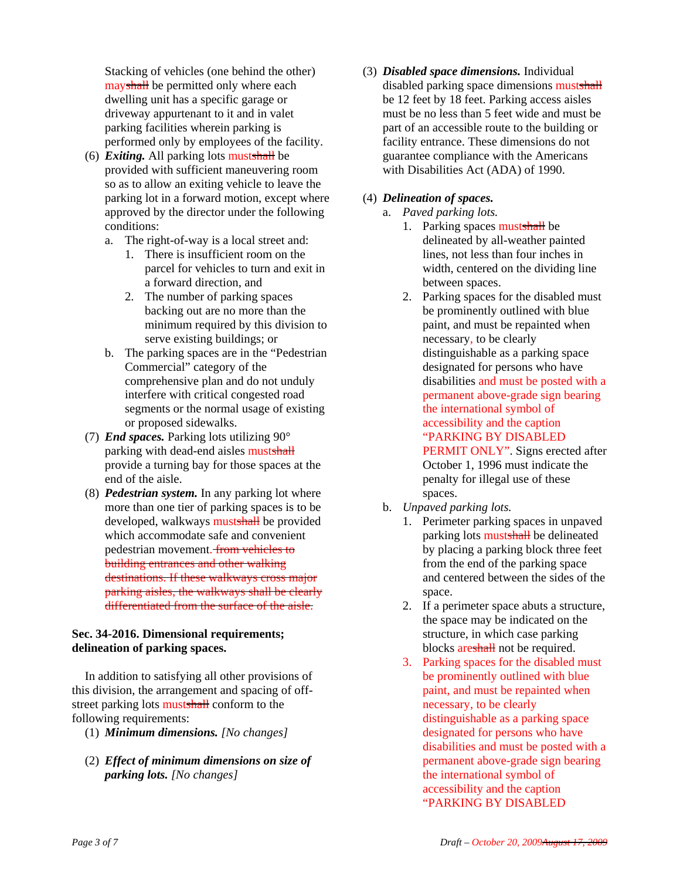Stacking of vehicles (one behind the other) mayshall be permitted only where each dwelling unit has a specific garage or driveway appurtenant to it and in valet parking facilities wherein parking is performed only by employees of the facility.

(6) ***Exiting.*** All parking lots mustshall be provided with sufficient maneuvering room so as to allow an exiting vehicle to leave the parking lot in a forward motion, except where approved by the director under the following conditions:

a. The right-of-way is a local street and:

1. There is insufficient room on the parcel for vehicles to turn and exit in a forward direction, and
2. The number of parking spaces backing out are no more than the minimum required by this division to serve existing buildings; or

b. The parking spaces are in the "Pedestrian Commercial" category of the comprehensive plan and do not unduly interfere with critical congested road segments or the normal usage of existing or proposed sidewalks.

(7) ***End spaces.*** Parking lots utilizing 90° parking with dead-end aisles mustshall provide a turning bay for those spaces at the end of the aisle.

(8) ***Pedestrian system.*** In any parking lot where more than one tier of parking spaces is to be developed, walkways mustshall be provided which accommodate safe and convenient pedestrian movement. ~~from vehicles to building entrances and other walking destinations. If these walkways cross major parking aisles, the walkways shall be clearly differentiated from the surface of the aisle.~~

**Sec. 34-2016. Dimensional requirements; delineation of parking spaces.**

In addition to satisfying all other provisions of this division, the arrangement and spacing of off-street parking lots mustshall conform to the following requirements:

(1) ***Minimum dimensions.*** *[No changes]*

(2) ***Effect of minimum dimensions on size of parking lots.*** *[No changes]*

(3) ***Disabled space dimensions.*** Individual disabled parking space dimensions mustshall be 12 feet by 18 feet. Parking access aisles must be no less than 5 feet wide and must be part of an accessible route to the building or facility entrance. These dimensions do not guarantee compliance with the Americans with Disabilities Act (ADA) of 1990.

(4) ***Delineation of spaces.***

a. *Paved parking lots.*

1. Parking spaces mustshall be delineated by all-weather painted lines, not less than four inches in width, centered on the dividing line between spaces.
2. Parking spaces for the disabled must be prominently outlined with blue paint, and must be repainted when necessary, to be clearly distinguishable as a parking space designated for persons who have disabilities and must be posted with a permanent above-grade sign bearing the international symbol of accessibility and the caption "PARKING BY DISABLED PERMIT ONLY". Signs erected after October 1, 1996 must indicate the penalty for illegal use of these spaces.

b. *Unpaved parking lots.*

1. Perimeter parking spaces in unpaved parking lots mustshall be delineated by placing a parking block three feet from the end of the parking space and centered between the sides of the space.
2. If a perimeter space abuts a structure, the space may be indicated on the structure, in which case parking blocks areshall not be required.
3. Parking spaces for the disabled must be prominently outlined with blue paint, and must be repainted when necessary, to be clearly distinguishable as a parking space designated for persons who have disabilities and must be posted with a permanent above-grade sign bearing the international symbol of accessibility and the caption "PARKING BY DISABLED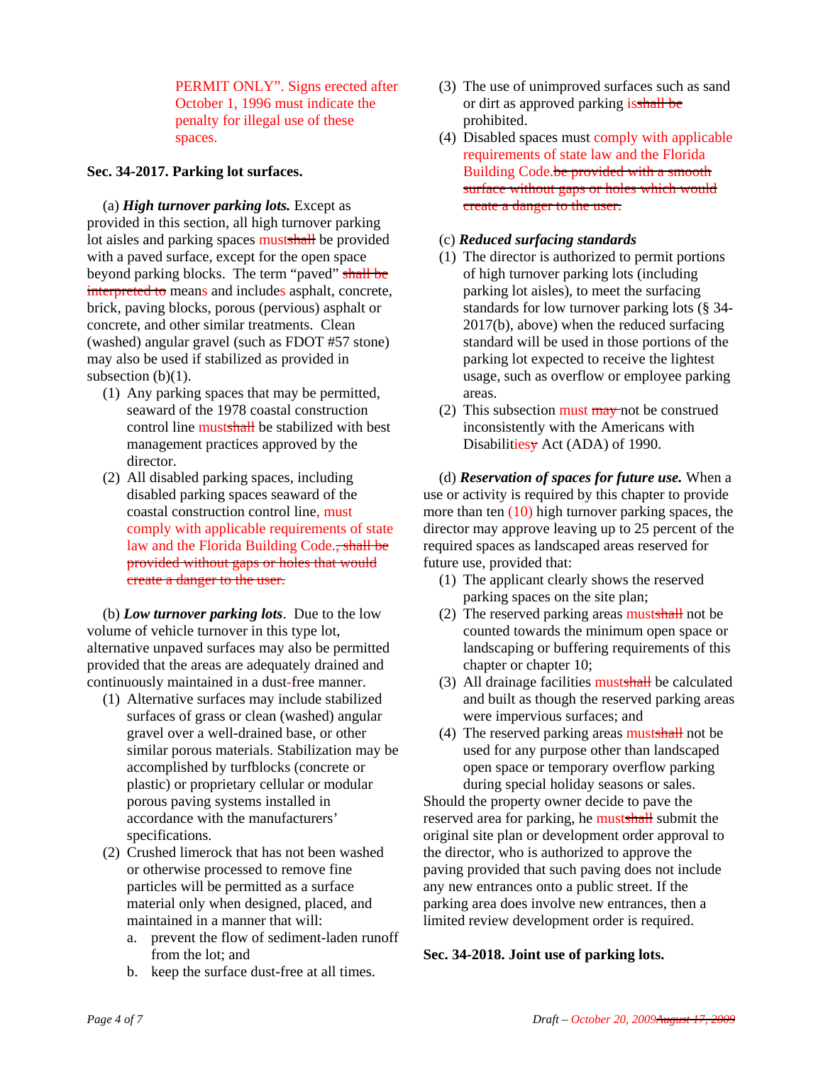PERMIT ONLY". Signs erected after October 1, 1996 must indicate the penalty for illegal use of these spaces.

**Sec. 34-2017. Parking lot surfaces.**

(a) ***High turnover parking lots.*** Except as provided in this section, all high turnover parking lot aisles and parking spaces ~~shall~~ must be provided with a paved surface, except for the open space beyond parking blocks. The term "paved" ~~shall be interpreted to~~ means and includes asphalt, concrete, brick, paving blocks, porous (pervious) asphalt or concrete, and other similar treatments. Clean (washed) angular gravel (such as FDOT #57 stone) may also be used if stabilized as provided in subsection (b)(1).

(1) Any parking spaces that may be permitted, seaward of the 1978 coastal construction control line ~~shall~~ must be stabilized with best management practices approved by the director.

(2) All disabled parking spaces, including disabled parking spaces seaward of the coastal construction control line, must comply with applicable requirements of state law and the Florida Building Code.~~, shall be provided without gaps or holes that would create a danger to the user.~~

(b) ***Low turnover parking lots***. Due to the low volume of vehicle turnover in this type lot, alternative unpaved surfaces may also be permitted provided that the areas are adequately drained and continuously maintained in a dust-free manner.

(1) Alternative surfaces may include stabilized surfaces of grass or clean (washed) angular gravel over a well-drained base, or other similar porous materials. Stabilization may be accomplished by turfblocks (concrete or plastic) or proprietary cellular or modular porous paving systems installed in accordance with the manufacturers' specifications.

(2) Crushed limerock that has not been washed or otherwise processed to remove fine particles will be permitted as a surface material only when designed, placed, and maintained in a manner that will:

a. prevent the flow of sediment-laden runoff from the lot; and

b. keep the surface dust-free at all times.

(3) The use of unimproved surfaces such as sand or dirt as approved parking ~~shall be~~ is prohibited.

(4) Disabled spaces must comply with applicable requirements of state law and the Florida Building Code.~~be provided with a smooth surface without gaps or holes which would create a danger to the user.~~

(c) ***Reduced surfacing standards***

(1) The director is authorized to permit portions of high turnover parking lots (including parking lot aisles), to meet the surfacing standards for low turnover parking lots (§ 34-2017(b), above) when the reduced surfacing standard will be used in those portions of the parking lot expected to receive the lightest usage, such as overflow or employee parking areas.

(2) This subsection ~~may~~ must not be construed inconsistently with the Americans with ~~Disabilitys~~ Disabilities Act (ADA) of 1990.

(d) ***Reservation of spaces for future use.*** When a use or activity is required by this chapter to provide more than ten (10) high turnover parking spaces, the director may approve leaving up to 25 percent of the required spaces as landscaped areas reserved for future use, provided that:

(1) The applicant clearly shows the reserved parking spaces on the site plan;

(2) The reserved parking areas ~~shall~~ must not be counted towards the minimum open space or landscaping or buffering requirements of this chapter or chapter 10;

(3) All drainage facilities ~~shall~~ must be calculated and built as though the reserved parking areas were impervious surfaces; and

(4) The reserved parking areas ~~shall~~ must not be used for any purpose other than landscaped open space or temporary overflow parking during special holiday seasons or sales.

Should the property owner decide to pave the reserved area for parking, he ~~shall~~ must submit the original site plan or development order approval to the director, who is authorized to approve the paving provided that such paving does not include any new entrances onto a public street. If the parking area does involve new entrances, then a limited review development order is required.

**Sec. 34-2018. Joint use of parking lots.**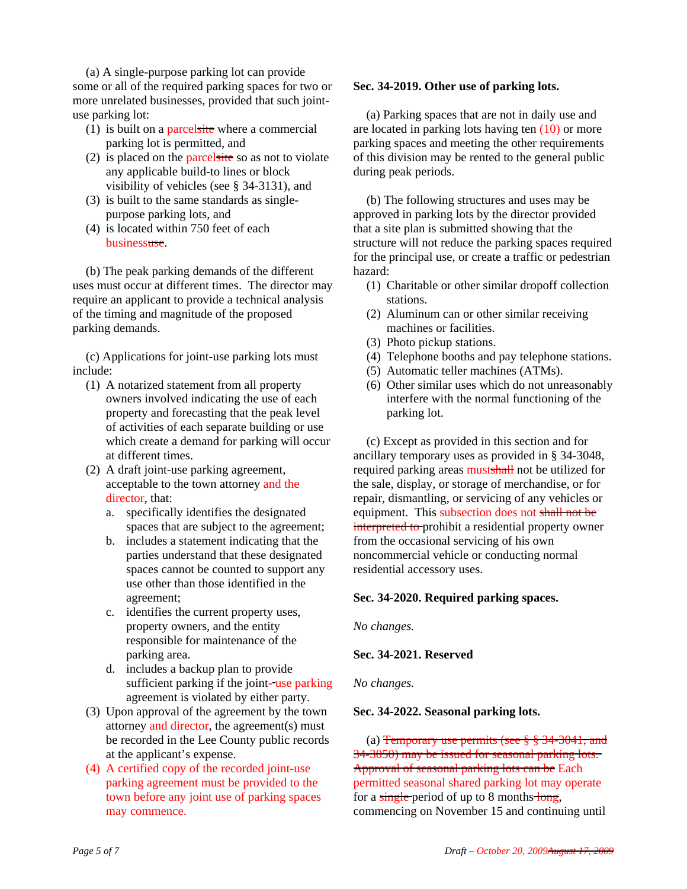(a) A single-purpose parking lot can provide some or all of the required parking spaces for two or more unrelated businesses, provided that such joint-use parking lot:

1. is built on a parcel~~site~~ where a commercial parking lot is permitted, and
2. is placed on the parcel~~site~~ so as not to violate any applicable build-to lines or block visibility of vehicles (see § 34-3131), and
3. is built to the same standards as single-purpose parking lots, and
4. is located within 750 feet of each business~~use~~.

(b) The peak parking demands of the different uses must occur at different times. The director may require an applicant to provide a technical analysis of the timing and magnitude of the proposed parking demands.

(c) Applications for joint-use parking lots must include:

1. A notarized statement from all property owners involved indicating the use of each property and forecasting that the peak level of activities of each separate building or use which create a demand for parking will occur at different times.
2. A draft joint-use parking agreement, acceptable to the town attorney and the director, that:
   a. specifically identifies the designated spaces that are subject to the agreement;
   b. includes a statement indicating that the parties understand that these designated spaces cannot be counted to support any use other than those identified in the agreement;
   c. identifies the current property uses, property owners, and the entity responsible for maintenance of the parking area.
   d. includes a backup plan to provide sufficient parking if the joint-~~-~~use parking agreement is violated by either party.
3. Upon approval of the agreement by the town attorney and director, the agreement(s) must be recorded in the Lee County public records at the applicant's expense.
4. A certified copy of the recorded joint-use parking agreement must be provided to the town before any joint use of parking spaces may commence.

**Sec. 34-2019. Other use of parking lots.**

(a) Parking spaces that are not in daily use and are located in parking lots having ten (10) or more parking spaces and meeting the other requirements of this division may be rented to the general public during peak periods.

(b) The following structures and uses may be approved in parking lots by the director provided that a site plan is submitted showing that the structure will not reduce the parking spaces required for the principal use, or create a traffic or pedestrian hazard:

1. Charitable or other similar dropoff collection stations.
2. Aluminum can or other similar receiving machines or facilities.
3. Photo pickup stations.
4. Telephone booths and pay telephone stations.
5. Automatic teller machines (ATMs).
6. Other similar uses which do not unreasonably interfere with the normal functioning of the parking lot.

(c) Except as provided in this section and for ancillary temporary uses as provided in § 34-3048, required parking areas must~~shall~~ not be utilized for the sale, display, or storage of merchandise, or for repair, dismantling, or servicing of any vehicles or equipment. This subsection does not ~~shall not be interpreted to~~ prohibit a residential property owner from the occasional servicing of his own noncommercial vehicle or conducting normal residential accessory uses.

**Sec. 34-2020. Required parking spaces.**

*No changes.*

**Sec. 34-2021. Reserved**

*No changes.*

**Sec. 34-2022. Seasonal parking lots.**

(a) ~~Temporary use permits (see § § 34-3041, and 34-3050) may be issued for seasonal parking lots. Approval of seasonal parking lots can be~~ Each permitted seasonal shared parking lot may operate for a ~~single~~ period of up to 8 months~~long~~, commencing on November 15 and continuing until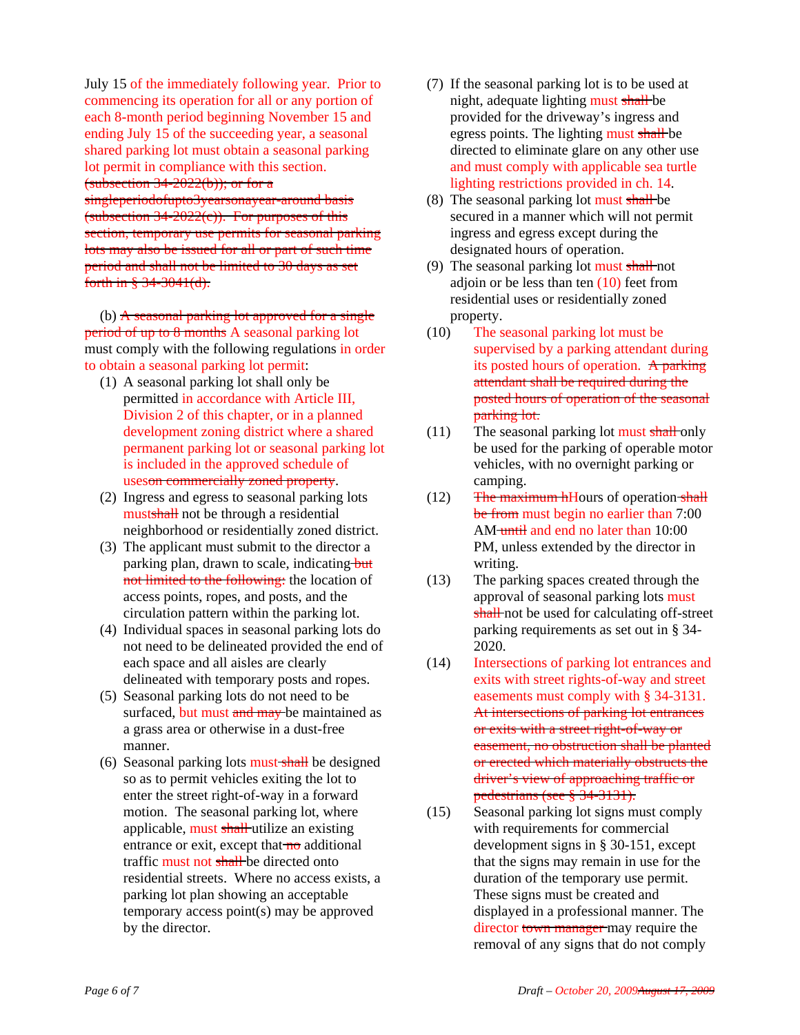July 15 of the immediately following year. Prior to commencing its operation for all or any portion of each 8-month period beginning November 15 and ending July 15 of the succeeding year, a seasonal shared parking lot must obtain a seasonal parking lot permit in compliance with this section. ~~(subsection 34-2022(b)); or for a singleperiodofupto3yearsonayear-around basis (subsection 34-2022(c)). For purposes of this section, temporary use permits for seasonal parking lots may also be issued for all or part of such time period and shall not be limited to 30 days as set forth in § 34-3041(d).~~

(b) ~~A seasonal parking lot approved for a single period of up to 8 months~~ A seasonal parking lot must comply with the following regulations in order to obtain a seasonal parking lot permit:

1. A seasonal parking lot shall only be permitted in accordance with Article III, Division 2 of this chapter, or in a planned development zoning district where a shared permanent parking lot or seasonal parking lot is included in the approved schedule of uses~~on commercially zoned property~~.
2. Ingress and egress to seasonal parking lots must~~shall~~ not be through a residential neighborhood or residentially zoned district.
3. The applicant must submit to the director a parking plan, drawn to scale, indicating ~~but not limited to the following:~~ the location of access points, ropes, and posts, and the circulation pattern within the parking lot.
4. Individual spaces in seasonal parking lots do not need to be delineated provided the end of each space and all aisles are clearly delineated with temporary posts and ropes.
5. Seasonal parking lots do not need to be surfaced, but must ~~and may~~ be maintained as a grass area or otherwise in a dust-free manner.
6. Seasonal parking lots must ~~shall~~ be designed so as to permit vehicles exiting the lot to enter the street right-of-way in a forward motion. The seasonal parking lot, where applicable, must ~~shall~~ utilize an existing entrance or exit, except that ~~no~~ additional traffic must not ~~shall~~ be directed onto residential streets. Where no access exists, a parking lot plan showing an acceptable temporary access point(s) may be approved by the director.
7. If the seasonal parking lot is to be used at night, adequate lighting must ~~shall~~ be provided for the driveway's ingress and egress points. The lighting must ~~shall~~ be directed to eliminate glare on any other use and must comply with applicable sea turtle lighting restrictions provided in ch. 14.
8. The seasonal parking lot must ~~shall~~ be secured in a manner which will not permit ingress and egress except during the designated hours of operation.
9. The seasonal parking lot must ~~shall~~ not adjoin or be less than ten (10) feet from residential uses or residentially zoned property.
10. The seasonal parking lot must be supervised by a parking attendant during its posted hours of operation. ~~A parking attendant shall be required during the posted hours of operation of the seasonal parking lot.~~
11. The seasonal parking lot must ~~shall~~ only be used for the parking of operable motor vehicles, with no overnight parking or camping.
12. ~~The maximum h~~Hours of operation ~~shall be from~~ must begin no earlier than 7:00 AM ~~until~~ and end no later than 10:00 PM, unless extended by the director in writing.
13. The parking spaces created through the approval of seasonal parking lots must ~~shall~~ not be used for calculating off-street parking requirements as set out in § 34-2020.
14. Intersections of parking lot entrances and exits with street rights-of-way and street easements must comply with § 34-3131. ~~At intersections of parking lot entrances or exits with a street right-of-way or easement, no obstruction shall be planted or erected which materially obstructs the driver's view of approaching traffic or pedestrians (see § 34-3131).~~
15. Seasonal parking lot signs must comply with requirements for commercial development signs in § 30-151, except that the signs may remain in use for the duration of the temporary use permit. These signs must be created and displayed in a professional manner. The director ~~town manager~~ may require the removal of any signs that do not comply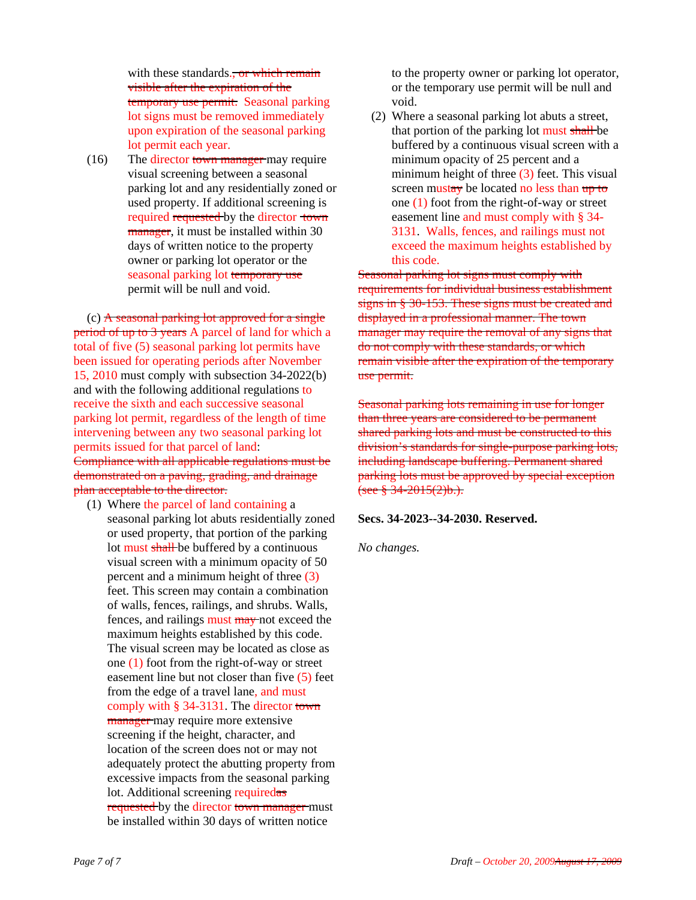with these standards., or which remain visible after the expiration of the temporary use permit. Seasonal parking lot signs must be removed immediately upon expiration of the seasonal parking lot permit each year.

(16) The director town manager may require visual screening between a seasonal parking lot and any residentially zoned or used property. If additional screening is required requested by the director town manager, it must be installed within 30 days of written notice to the property owner or parking lot operator or the seasonal parking lot temporary use permit will be null and void.

(c) A seasonal parking lot approved for a single period of up to 3 years A parcel of land for which a total of five (5) seasonal parking lot permits have been issued for operating periods after November 15, 2010 must comply with subsection 34-2022(b) and with the following additional regulations to receive the sixth and each successive seasonal parking lot permit, regardless of the length of time intervening between any two seasonal parking lot permits issued for that parcel of land: Compliance with all applicable regulations must be demonstrated on a paving, grading, and drainage plan acceptable to the director.

(1) Where the parcel of land containing a seasonal parking lot abuts residentially zoned or used property, that portion of the parking lot must shall be buffered by a continuous visual screen with a minimum opacity of 50 percent and a minimum height of three (3) feet. This screen may contain a combination of walls, fences, railings, and shrubs. Walls, fences, and railings must may not exceed the maximum heights established by this code. The visual screen may be located as close as one (1) foot from the right-of-way or street easement line but not closer than five (5) feet from the edge of a travel lane, and must comply with § 34-3131. The director town manager may require more extensive screening if the height, character, and location of the screen does not or may not adequately protect the abutting property from excessive impacts from the seasonal parking lot. Additional screening requiredas requested by the director town manager must be installed within 30 days of written notice to the property owner or parking lot operator, or the temporary use permit will be null and void.

(2) Where a seasonal parking lot abuts a street, that portion of the parking lot must shall be buffered by a continuous visual screen with a minimum opacity of 25 percent and a minimum height of three (3) feet. This visual screen mustay be located no less than up to one (1) foot from the right-of-way or street easement line and must comply with § 34-3131. Walls, fences, and railings must not exceed the maximum heights established by this code.

Seasonal parking lot signs must comply with requirements for individual business establishment signs in § 30-153. These signs must be created and displayed in a professional manner. The town manager may require the removal of any signs that do not comply with these standards, or which remain visible after the expiration of the temporary use permit.

Seasonal parking lots remaining in use for longer than three years are considered to be permanent shared parking lots and must be constructed to this division's standards for single-purpose parking lots, including landscape buffering. Permanent shared parking lots must be approved by special exception (see § 34-2015(2)b.).

**Secs. 34-2023--34-2030. Reserved.**

*No changes.*